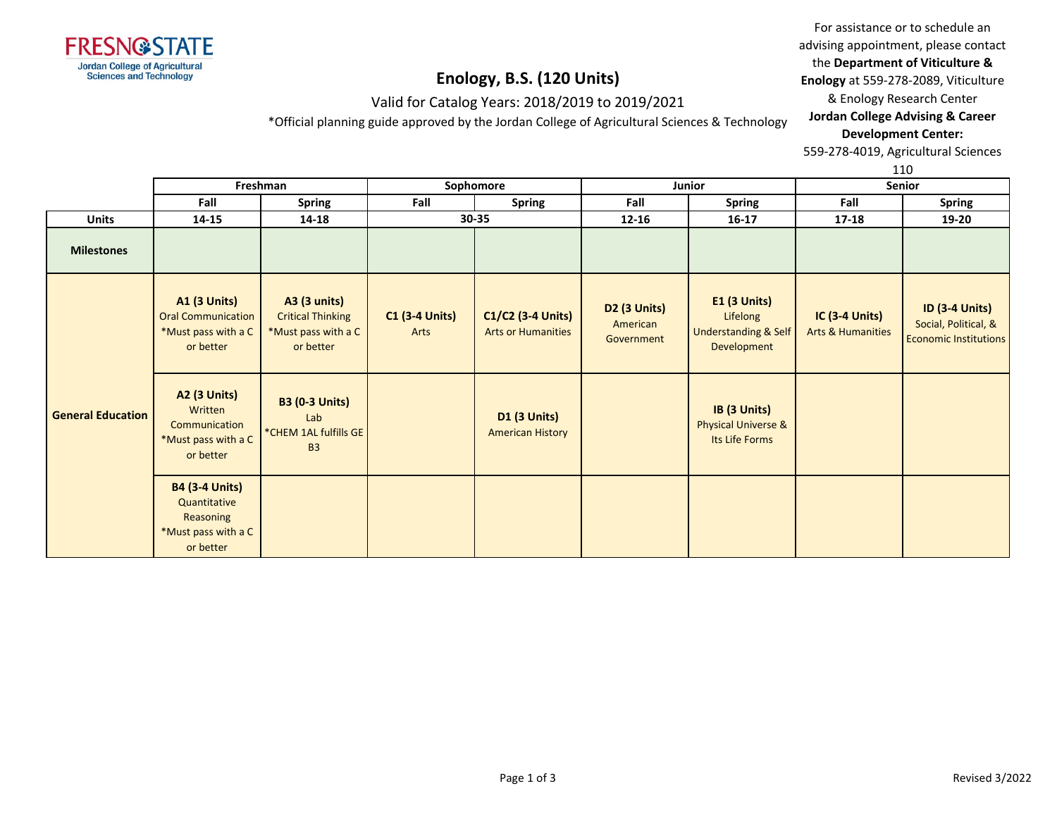FRESNO STATE
Jordan College of Agricultural Sciences and Technology

# Enology, B.S. (120 Units)

Valid for Catalog Years: 2018/2019 to 2019/2021

*Official planning guide approved by the Jordan College of Agricultural Sciences & Technology

For assistance or to schedule an advising appointment, please contact the **Department of Viticulture & Enology** at 559-278-2089, Viticulture & Enology Research Center **Jordan College Advising & Career Development Center:** 559-278-4019, Agricultural Sciences 110

| | Freshman | | Sophomore | | Junior | | Senior | |
|---|---|---|---|---|---|---|---|---|
| | **Fall** | **Spring** | **Fall** | **Spring** | **Fall** | **Spring** | **Fall** | **Spring** |
| **Units** | **14-15** | **14-18** | **30-35** | | **12-16** | **16-17** | **17-18** | **19-20** |
| **Milestones** | | | | | | | | |
| **General Education** | **A1 (3 Units)** Oral Communication *Must pass with a C or better | **A3 (3 units)** Critical Thinking *Must pass with a C or better | **C1 (3-4 Units)** Arts | **C1/C2 (3-4 Units)** Arts or Humanities | **D2 (3 Units)** American Government | **E1 (3 Units)** Lifelong Understanding & Self Development | **IC (3-4 Units)** Arts & Humanities | **ID (3-4 Units)** Social, Political, & Economic Institutions |
| | **A2 (3 Units)** Written Communication *Must pass with a C or better | **B3 (0-3 Units)** Lab *CHEM 1AL fulfills GE B3 | | **D1 (3 Units)** American History | | **IB (3 Units)** Physical Universe & Its Life Forms | | |
| | **B4 (3-4 Units)** Quantitative Reasoning *Must pass with a C or better | | | | | | | |

Revised 3/2022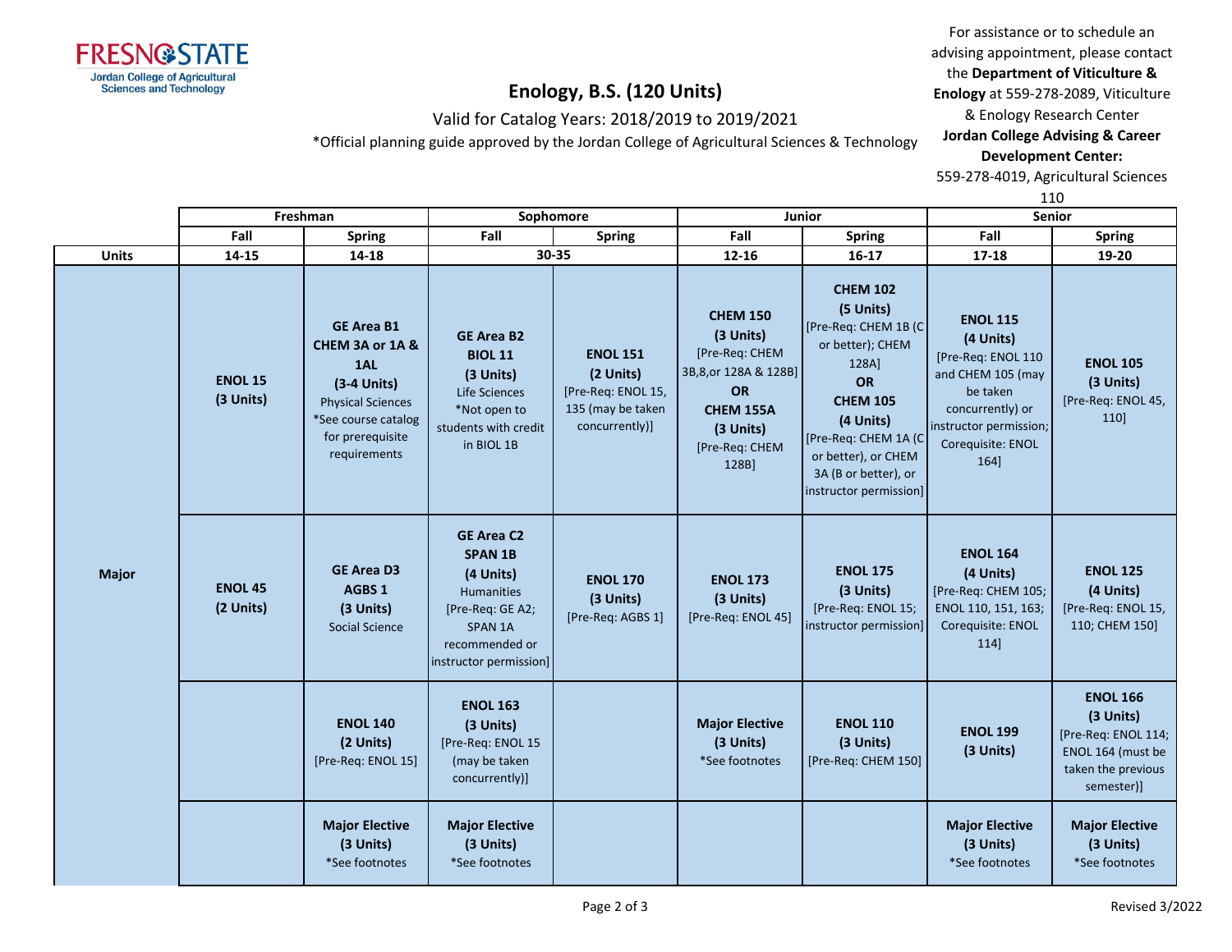# Enology, B.S. (120 Units)

Valid for Catalog Years: 2018/2019 to 2019/2021

*Official planning guide approved by the Jordan College of Agricultural Sciences & Technology

For assistance or to schedule an advising appointment, please contact the **Department of Viticulture & Enology** at 559-278-2089, Viticulture & Enology Research Center **Jordan College Advising & Career Development Center:** 559-278-4019, Agricultural Sciences 110

| | Freshman | | Sophomore | | Junior | | Senior | |
|---|---|---|---|---|---|---|---|---|
| | Fall | Spring | Fall | Spring | Fall | Spring | Fall | Spring |
| **Units** | 14-15 | 14-18 | 30-35 | | 12-16 | 16-17 | 17-18 | 19-20 |
| **Major** | **ENOL 15 (3 Units)** | **GE Area B1 CHEM 3A or 1A & 1AL (3-4 Units)** Physical Sciences *See course catalog for prerequisite requirements | **GE Area B2 BIOL 11 (3 Units)** Life Sciences *Not open to students with credit in BIOL 1B | **ENOL 151 (2 Units)** [Pre-Req: ENOL 15, 135 (may be taken concurrently)] | **CHEM 150 (3 Units)** [Pre-Req: CHEM 3B,8,or 128A & 128B] **OR CHEM 155A (3 Units)** [Pre-Req: CHEM 128B] | **CHEM 102 (5 Units)** [Pre-Req: CHEM 1B (C or better); CHEM 128A] **OR CHEM 105 (4 Units)** [Pre-Req: CHEM 1A (C or better), or CHEM 3A (B or better), or instructor permission] | **ENOL 115 (4 Units)** [Pre-Req: ENOL 110 and CHEM 105 (may be taken concurrently) or instructor permission; Corequisite: ENOL 164] | **ENOL 105 (3 Units)** [Pre-Req: ENOL 45, 110] |
| | **ENOL 45 (2 Units)** | **GE Area D3 AGBS 1 (3 Units)** Social Science | **GE Area C2 SPAN 1B (4 Units)** Humanities [Pre-Req: GE A2; SPAN 1A recommended or instructor permission] | **ENOL 170 (3 Units)** [Pre-Req: AGBS 1] | **ENOL 173 (3 Units)** [Pre-Req: ENOL 45] | **ENOL 175 (3 Units)** [Pre-Req: ENOL 15; instructor permission] | **ENOL 164 (4 Units)** [Pre-Req: CHEM 105; ENOL 110, 151, 163; Corequisite: ENOL 114] | **ENOL 125 (4 Units)** [Pre-Req: ENOL 15, 110; CHEM 150] |
| | | **ENOL 140 (2 Units)** [Pre-Req: ENOL 15] | **ENOL 163 (3 Units)** [Pre-Req: ENOL 15 (may be taken concurrently)] | | **Major Elective (3 Units)** *See footnotes | **ENOL 110 (3 Units)** [Pre-Req: CHEM 150] | **ENOL 199 (3 Units)** | **ENOL 166 (3 Units)** [Pre-Req: ENOL 114; ENOL 164 (must be taken the previous semester)] |
| | | **Major Elective (3 Units)** *See footnotes | **Major Elective (3 Units)** *See footnotes | | | | **Major Elective (3 Units)** *See footnotes | **Major Elective (3 Units)** *See footnotes |

Revised 3/2022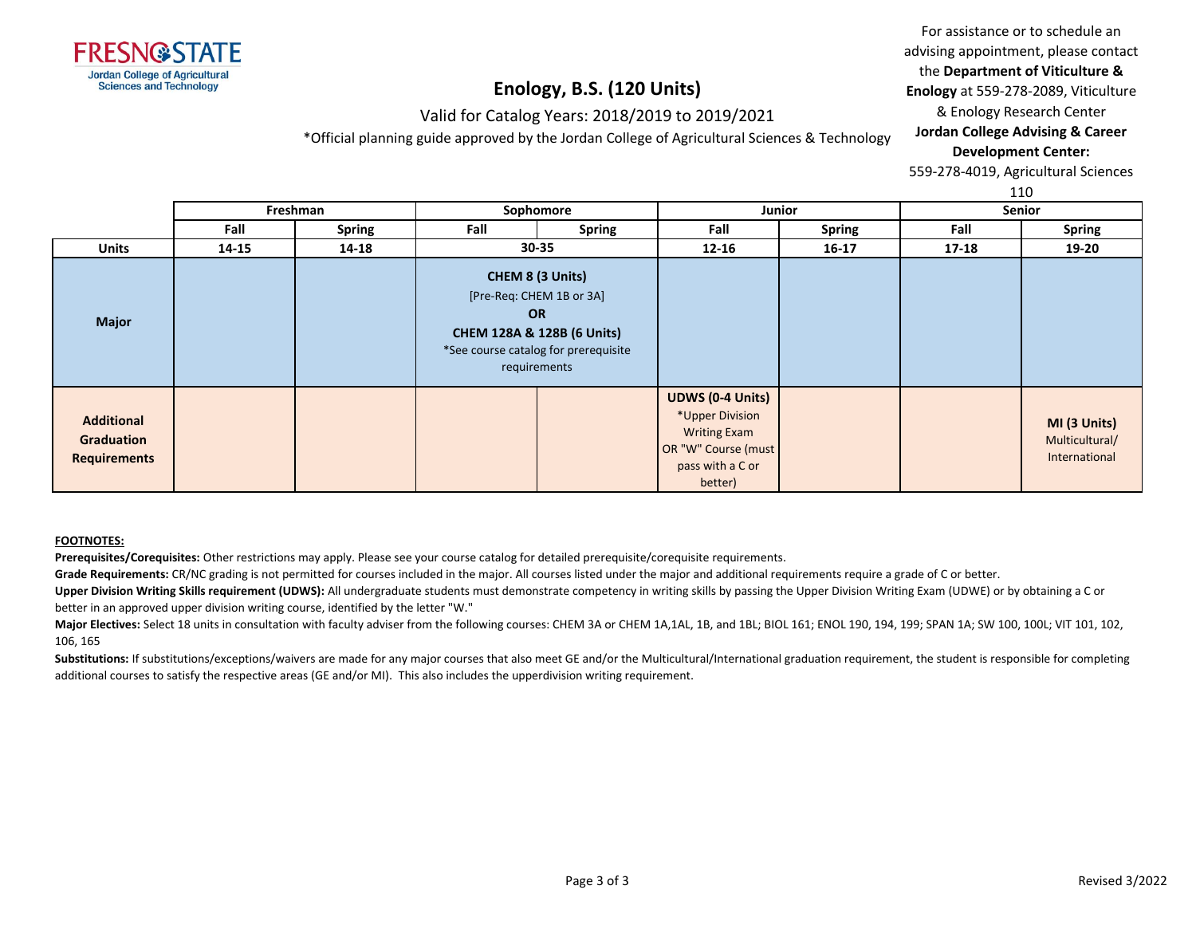FRESNO STATE
Jordan College of Agricultural Sciences and Technology

# Enology, B.S. (120 Units)

Valid for Catalog Years: 2018/2019 to 2019/2021

*Official planning guide approved by the Jordan College of Agricultural Sciences & Technology

For assistance or to schedule an advising appointment, please contact the **Department of Viticulture & Enology** at 559-278-2089, Viticulture & Enology Research Center
**Jordan College Advising & Career Development Center:**
559-278-4019, Agricultural Sciences 110

| | Freshman | | Sophomore | | Junior | | Senior | |
|---|---|---|---|---|---|---|---|---|
| | Fall | Spring | Fall | Spring | Fall | Spring | Fall | Spring |
| **Units** | 14-15 | 14-18 | 30-35 | | 12-16 | 16-17 | 17-18 | 19-20 |
| **Major** | | | **CHEM 8 (3 Units)** [Pre-Req: CHEM 1B or 3A] **OR** **CHEM 128A & 128B (6 Units)** *See course catalog for prerequisite requirements | | | | | |
| **Additional Graduation Requirements** | | | | | **UDWS (0-4 Units)** *Upper Division Writing Exam OR "W" Course (must pass with a C or better) | | | **MI (3 Units)** Multicultural/ International |

**FOOTNOTES:**

**Prerequisites/Corequisites:** Other restrictions may apply. Please see your course catalog for detailed prerequisite/corequisite requirements.

**Grade Requirements:** CR/NC grading is not permitted for courses included in the major. All courses listed under the major and additional requirements require a grade of C or better.

**Upper Division Writing Skills requirement (UDWS):** All undergraduate students must demonstrate competency in writing skills by passing the Upper Division Writing Exam (UDWE) or by obtaining a C or better in an approved upper division writing course, identified by the letter "W."

**Major Electives:** Select 18 units in consultation with faculty adviser from the following courses: CHEM 3A or CHEM 1A,1AL, 1B, and 1BL; BIOL 161; ENOL 190, 194, 199; SPAN 1A; SW 100, 100L; VIT 101, 102, 106, 165

**Substitutions:** If substitutions/exceptions/waivers are made for any major courses that also meet GE and/or the Multicultural/International graduation requirement, the student is responsible for completing additional courses to satisfy the respective areas (GE and/or MI). This also includes the upperdivision writing requirement.

Revised 3/2022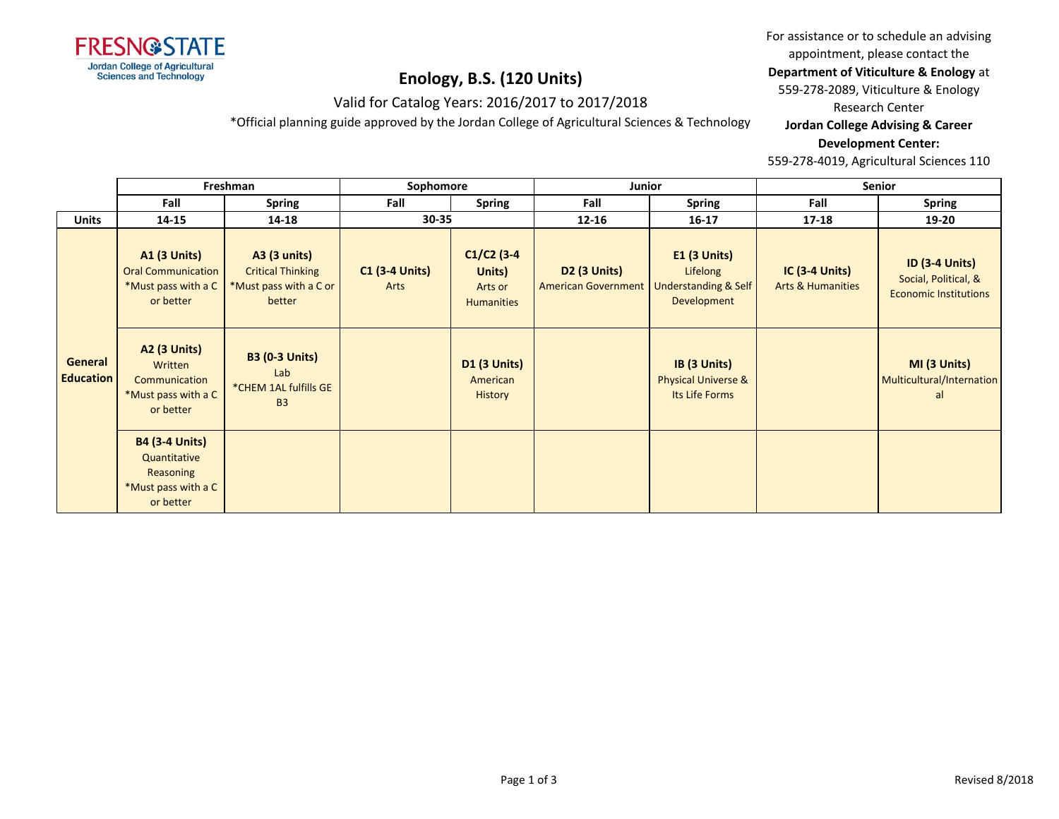FRESNO STATE
Jordan College of Agricultural Sciences and Technology

# Enology, B.S. (120 Units)

Valid for Catalog Years: 2016/2017 to 2017/2018

*Official planning guide approved by the Jordan College of Agricultural Sciences & Technology

For assistance or to schedule an advising appointment, please contact the **Department of Viticulture & Enology** at 559-278-2089, Viticulture & Enology Research Center
**Jordan College Advising & Career Development Center:**
559-278-4019, Agricultural Sciences 110

| | Freshman | | Sophomore | | Junior | | Senior | |
|---|---|---|---|---|---|---|---|---|
| | Fall | Spring | Fall | Spring | Fall | Spring | Fall | Spring |
| **Units** | 14-15 | 14-18 | 30-35 | | 12-16 | 16-17 | 17-18 | 19-20 |
| **General Education** | **A1 (3 Units)** Oral Communication *Must pass with a C or better | **A3 (3 units)** Critical Thinking *Must pass with a C or better | **C1 (3-4 Units)** Arts | **C1/C2 (3-4 Units)** Arts or Humanities | **D2 (3 Units)** American Government | **E1 (3 Units)** Lifelong Understanding & Self Development | **IC (3-4 Units)** Arts & Humanities | **ID (3-4 Units)** Social, Political, & Economic Institutions |
| | **A2 (3 Units)** Written Communication *Must pass with a C or better | **B3 (0-3 Units)** Lab *CHEM 1AL fulfills GE B3 | | **D1 (3 Units)** American History | | **IB (3 Units)** Physical Universe & Its Life Forms | | **MI (3 Units)** Multicultural/International |
| | **B4 (3-4 Units)** Quantitative Reasoning *Must pass with a C or better | | | | | | | |

Revised 8/2018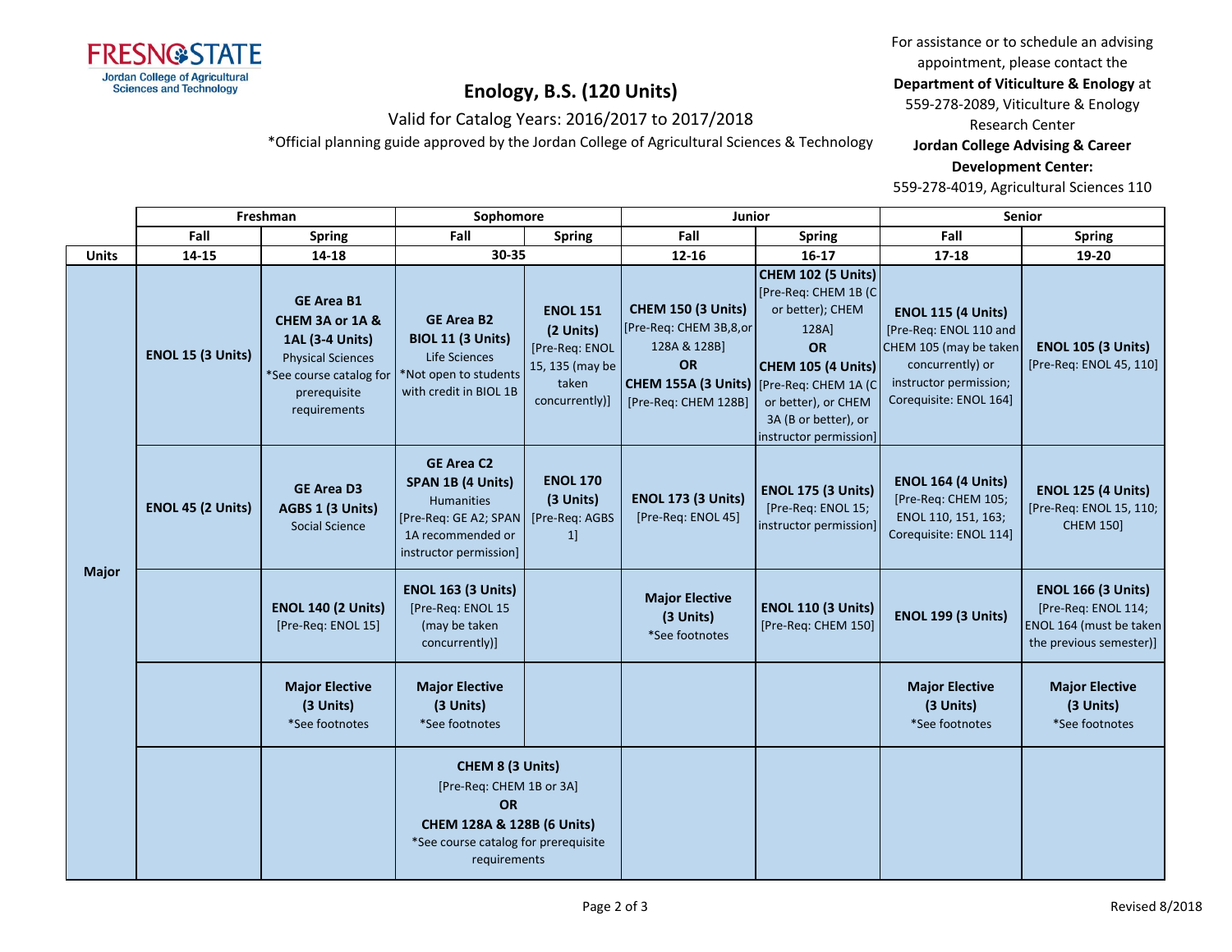FRESNO STATE
Jordan College of Agricultural Sciences and Technology

# Enology, B.S. (120 Units)

Valid for Catalog Years: 2016/2017 to 2017/2018

*Official planning guide approved by the Jordan College of Agricultural Sciences & Technology

For assistance or to schedule an advising appointment, please contact the **Department of Viticulture & Enology** at 559-278-2089, Viticulture & Enology Research Center
**Jordan College Advising & Career Development Center:** 559-278-4019, Agricultural Sciences 110

| | Freshman | | Sophomore | | Junior | | Senior | |
|---|---|---|---|---|---|---|---|---|
| | **Fall** | **Spring** | **Fall** | **Spring** | **Fall** | **Spring** | **Fall** | **Spring** |
| **Units** | **14-15** | **14-18** | **30-35** | | **12-16** | **16-17** | **17-18** | **19-20** |
| **Major** | **ENOL 15 (3 Units)** | **GE Area B1 CHEM 3A or 1A & 1AL (3-4 Units)** Physical Sciences *See course catalog for prerequisite requirements | **GE Area B2 BIOL 11 (3 Units)** Life Sciences *Not open to students with credit in BIOL 1B | **ENOL 151 (2 Units)** [Pre-Req: ENOL 15, 135 (may be taken concurrently)] | **CHEM 150 (3 Units)** [Pre-Req: CHEM 3B,8,or 128A & 128B] **OR** **CHEM 155A (3 Units)** [Pre-Req: CHEM 128B] | **CHEM 102 (5 Units)** [Pre-Req: CHEM 1B (C or better); CHEM 128A] **OR** **CHEM 105 (4 Units)** [Pre-Req: CHEM 1A (C or better), or CHEM 3A (B or better), or instructor permission] | **ENOL 115 (4 Units)** [Pre-Req: ENOL 110 and CHEM 105 (may be taken concurrently) or instructor permission; Corequisite: ENOL 164] | **ENOL 105 (3 Units)** [Pre-Req: ENOL 45, 110] |
| | **ENOL 45 (2 Units)** | **GE Area D3 AGBS 1 (3 Units)** Social Science | **GE Area C2 SPAN 1B (4 Units)** Humanities [Pre-Req: GE A2; SPAN 1A recommended or instructor permission] | **ENOL 170 (3 Units)** [Pre-Req: AGBS 1] | **ENOL 173 (3 Units)** [Pre-Req: ENOL 45] | **ENOL 175 (3 Units)** [Pre-Req: ENOL 15; instructor permission] | **ENOL 164 (4 Units)** [Pre-Req: CHEM 105; ENOL 110, 151, 163; Corequisite: ENOL 114] | **ENOL 125 (4 Units)** [Pre-Req: ENOL 15, 110; CHEM 150] |
| | | **ENOL 140 (2 Units)** [Pre-Req: ENOL 15] | **ENOL 163 (3 Units)** [Pre-Req: ENOL 15 (may be taken concurrently)] | | **Major Elective (3 Units)** *See footnotes | **ENOL 110 (3 Units)** [Pre-Req: CHEM 150] | **ENOL 199 (3 Units)** | **ENOL 166 (3 Units)** [Pre-Req: ENOL 114; ENOL 164 (must be taken the previous semester)] |
| | | **Major Elective (3 Units)** *See footnotes | **Major Elective (3 Units)** *See footnotes | | | | **Major Elective (3 Units)** *See footnotes | **Major Elective (3 Units)** *See footnotes |
| | | | **CHEM 8 (3 Units)** [Pre-Req: CHEM 1B or 3A] **OR** **CHEM 128A & 128B (6 Units)** *See course catalog for prerequisite requirements | | | | | |

Revised 8/2018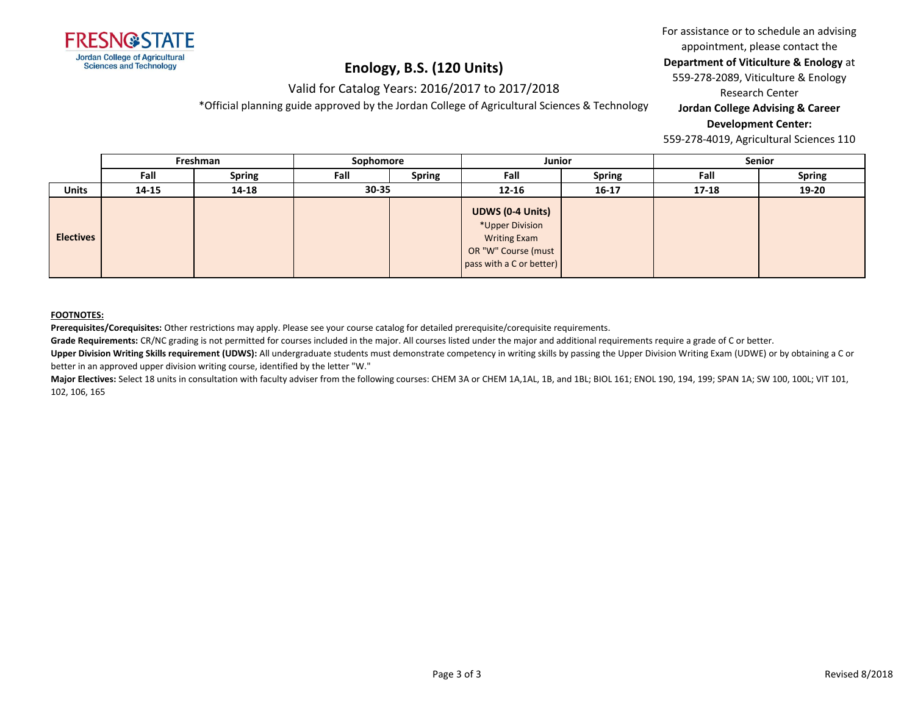FRESNO STATE
Jordan College of Agricultural Sciences and Technology

# Enology, B.S. (120 Units)

Valid for Catalog Years: 2016/2017 to 2017/2018

*Official planning guide approved by the Jordan College of Agricultural Sciences & Technology

For assistance or to schedule an advising appointment, please contact the **Department of Viticulture & Enology** at 559-278-2089, Viticulture & Enology Research Center

**Jordan College Advising & Career Development Center:**
559-278-4019, Agricultural Sciences 110

| | Freshman | | Sophomore | | Junior | | Senior | |
|---|---|---|---|---|---|---|---|---|
| | Fall | Spring | Fall | Spring | Fall | Spring | Fall | Spring |
| Units | 14-15 | 14-18 | 30-35 | | 12-16 | 16-17 | 17-18 | 19-20 |
| Electives | | | | | **UDWS (0-4 Units)** *Upper Division Writing Exam OR "W" Course (must pass with a C or better) | | | |

**FOOTNOTES:**

**Prerequisites/Corequisites:** Other restrictions may apply. Please see your course catalog for detailed prerequisite/corequisite requirements.

**Grade Requirements:** CR/NC grading is not permitted for courses included in the major. All courses listed under the major and additional requirements require a grade of C or better.

**Upper Division Writing Skills requirement (UDWS):** All undergraduate students must demonstrate competency in writing skills by passing the Upper Division Writing Exam (UDWE) or by obtaining a C or better in an approved upper division writing course, identified by the letter "W."

**Major Electives:** Select 18 units in consultation with faculty adviser from the following courses: CHEM 3A or CHEM 1A,1AL, 1B, and 1BL; BIOL 161; ENOL 190, 194, 199; SPAN 1A; SW 100, 100L; VIT 101, 102, 106, 165

Revised 8/2018